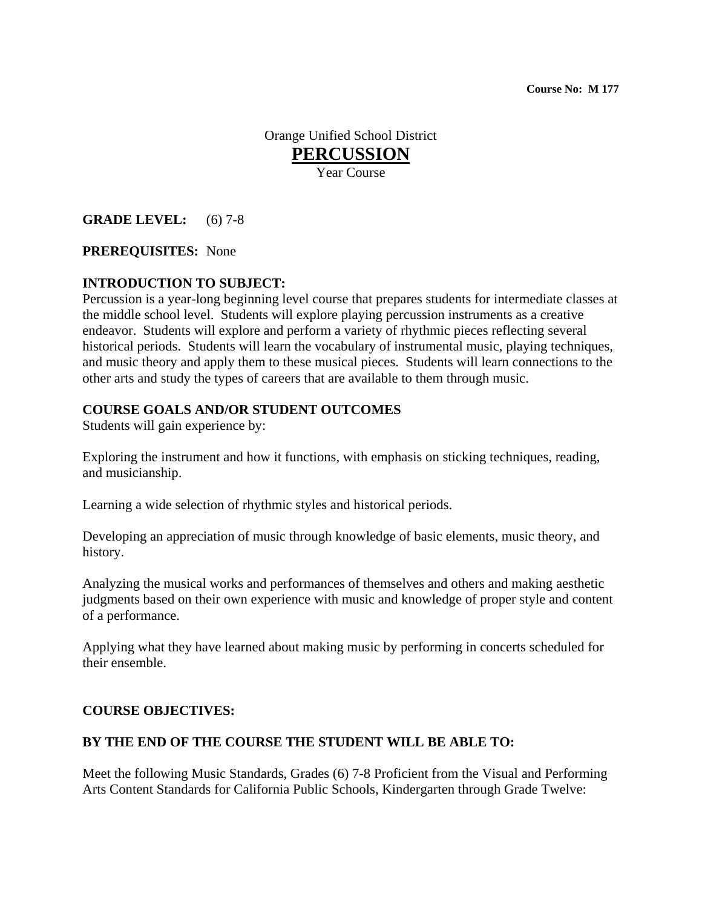**Course No: M 177**

Orange Unified School District

# PERCUSSION

Year Course

**GRADE LEVEL:** (6) 7-8

**PREREQUISITES:** None

**INTRODUCTION TO SUBJECT:**

Percussion is a year-long beginning level course that prepares students for intermediate classes at the middle school level. Students will explore playing percussion instruments as a creative endeavor. Students will explore and perform a variety of rhythmic pieces reflecting several historical periods. Students will learn the vocabulary of instrumental music, playing techniques, and music theory and apply them to these musical pieces. Students will learn connections to the other arts and study the types of careers that are available to them through music.

**COURSE GOALS AND/OR STUDENT OUTCOMES**

Students will gain experience by:

Exploring the instrument and how it functions, with emphasis on sticking techniques, reading, and musicianship.

Learning a wide selection of rhythmic styles and historical periods.

Developing an appreciation of music through knowledge of basic elements, music theory, and history.

Analyzing the musical works and performances of themselves and others and making aesthetic judgments based on their own experience with music and knowledge of proper style and content of a performance.

Applying what they have learned about making music by performing in concerts scheduled for their ensemble.

**COURSE OBJECTIVES:**

**BY THE END OF THE COURSE THE STUDENT WILL BE ABLE TO:**

Meet the following Music Standards, Grades (6) 7-8 Proficient from the Visual and Performing Arts Content Standards for California Public Schools, Kindergarten through Grade Twelve: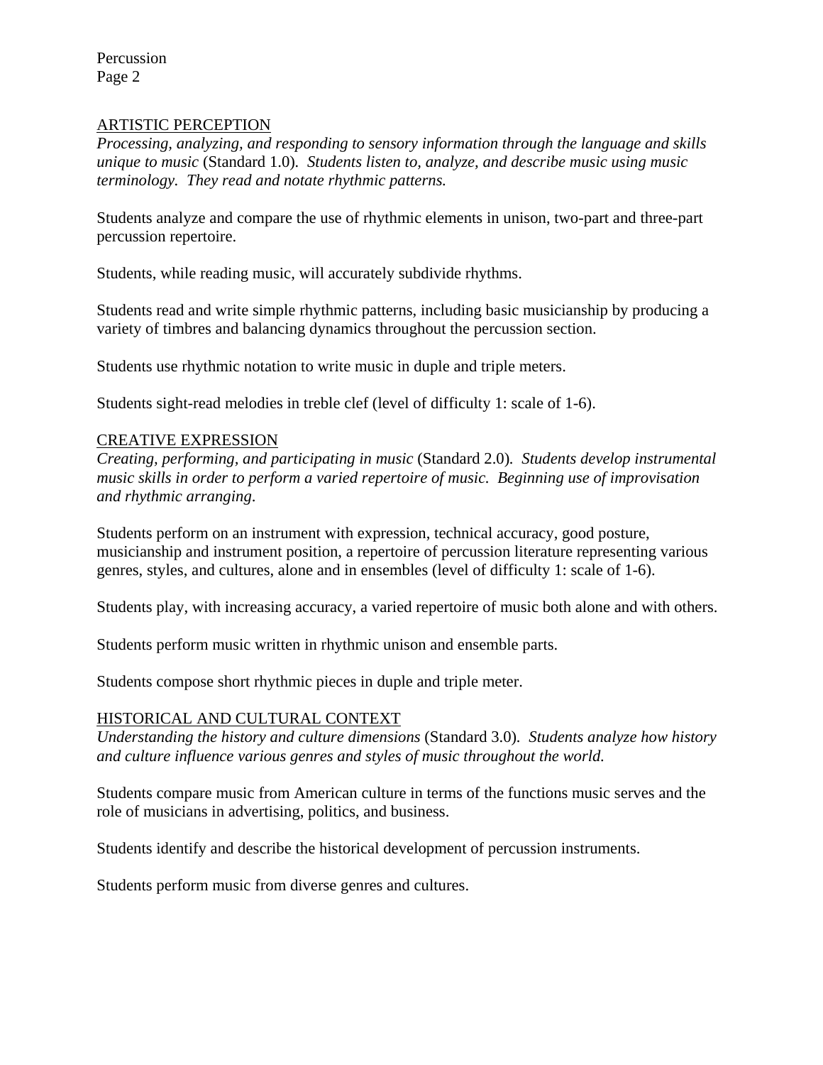## ARTISTIC PERCEPTION

*Processing, analyzing, and responding to sensory information through the language and skills unique to music* (Standard 1.0). *Students listen to, analyze, and describe music using music terminology. They read and notate rhythmic patterns.*

Students analyze and compare the use of rhythmic elements in unison, two-part and three-part percussion repertoire.

Students, while reading music, will accurately subdivide rhythms.

Students read and write simple rhythmic patterns, including basic musicianship by producing a variety of timbres and balancing dynamics throughout the percussion section.

Students use rhythmic notation to write music in duple and triple meters.

Students sight-read melodies in treble clef (level of difficulty 1: scale of 1-6).

## CREATIVE EXPRESSION

*Creating, performing, and participating in music* (Standard 2.0). *Students develop instrumental music skills in order to perform a varied repertoire of music. Beginning use of improvisation and rhythmic arranging.*

Students perform on an instrument with expression, technical accuracy, good posture, musicianship and instrument position, a repertoire of percussion literature representing various genres, styles, and cultures, alone and in ensembles (level of difficulty 1: scale of 1-6).

Students play, with increasing accuracy, a varied repertoire of music both alone and with others.

Students perform music written in rhythmic unison and ensemble parts.

Students compose short rhythmic pieces in duple and triple meter.

## HISTORICAL AND CULTURAL CONTEXT

*Understanding the history and culture dimensions* (Standard 3.0). *Students analyze how history and culture influence various genres and styles of music throughout the world.*

Students compare music from American culture in terms of the functions music serves and the role of musicians in advertising, politics, and business.

Students identify and describe the historical development of percussion instruments.

Students perform music from diverse genres and cultures.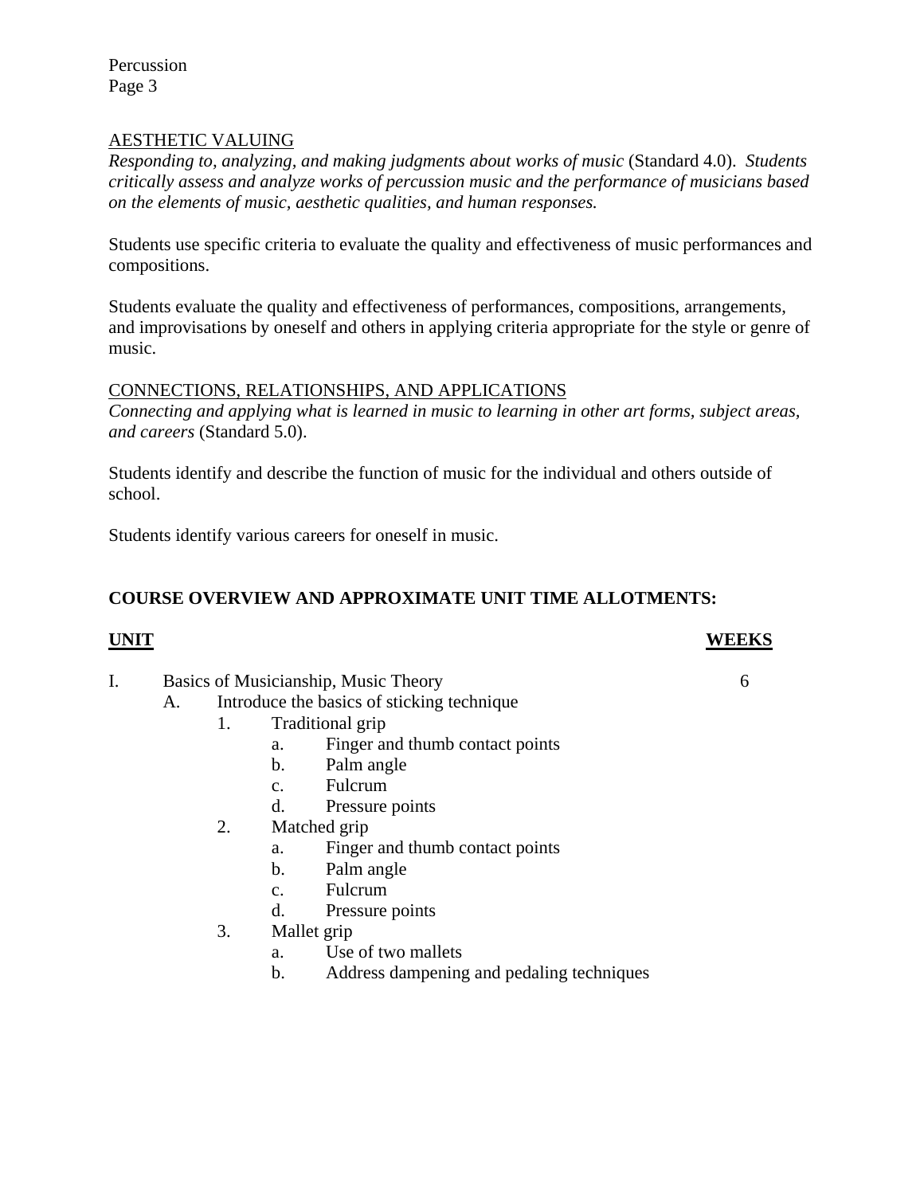## AESTHETIC VALUING

*Responding to, analyzing, and making judgments about works of music* (Standard 4.0). *Students critically assess and analyze works of percussion music and the performance of musicians based on the elements of music, aesthetic qualities, and human responses.*

Students use specific criteria to evaluate the quality and effectiveness of music performances and compositions.

Students evaluate the quality and effectiveness of performances, compositions, arrangements, and improvisations by oneself and others in applying criteria appropriate for the style or genre of music.

## CONNECTIONS, RELATIONSHIPS, AND APPLICATIONS

*Connecting and applying what is learned in music to learning in other art forms, subject areas, and careers* (Standard 5.0).

Students identify and describe the function of music for the individual and others outside of school.

Students identify various careers for oneself in music.

## COURSE OVERVIEW AND APPROXIMATE UNIT TIME ALLOTMENTS:

| UNIT | WEEKS |
|---|---|
| I. Basics of Musicianship, Music Theory | 6 |

- A. Introduce the basics of sticking technique
  1. Traditional grip
     - a. Finger and thumb contact points
     - b. Palm angle
     - c. Fulcrum
     - d. Pressure points
  2. Matched grip
     - a. Finger and thumb contact points
     - b. Palm angle
     - c. Fulcrum
     - d. Pressure points
  3. Mallet grip
     - a. Use of two mallets
     - b. Address dampening and pedaling techniques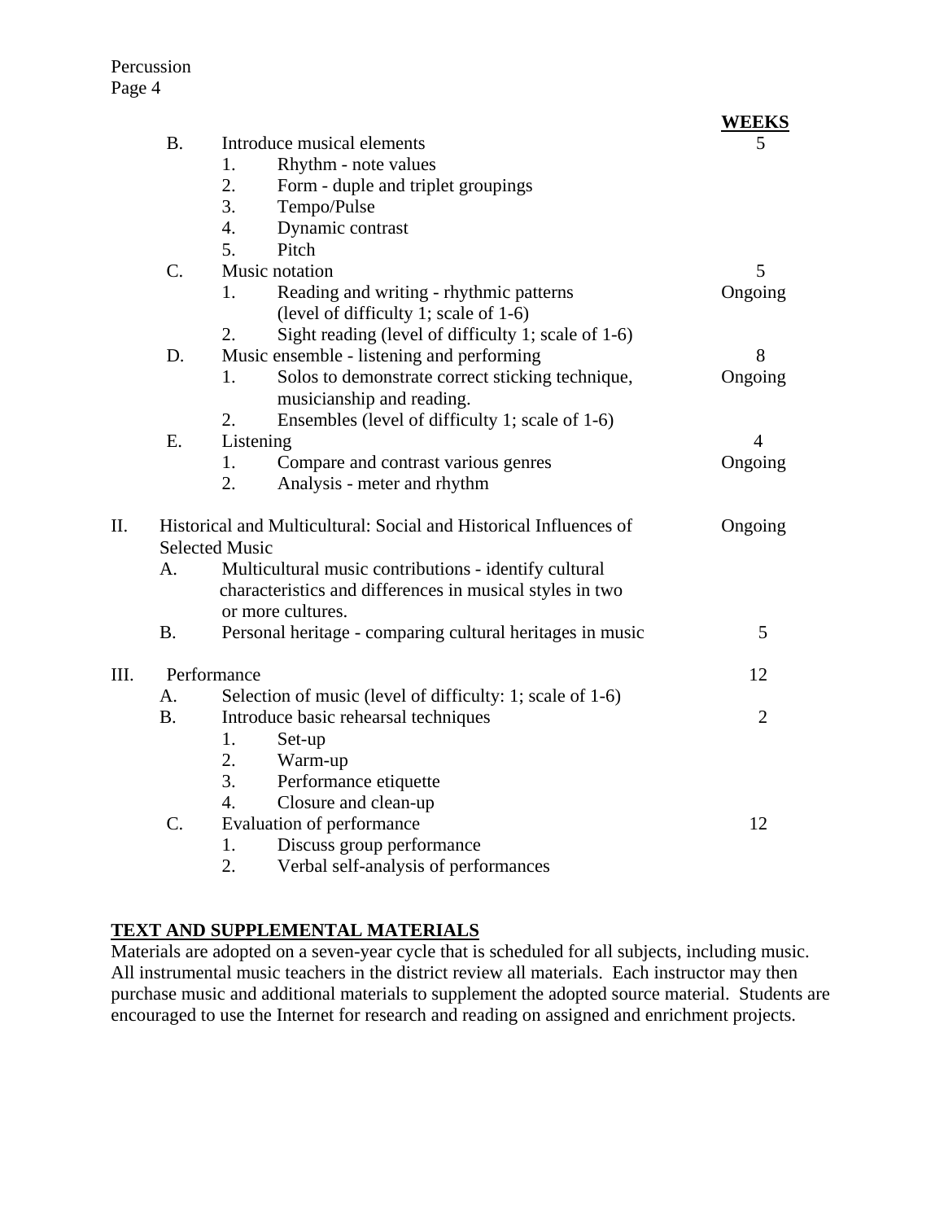| | | | WEEKS |
|---|---|---|---|
| B. | Introduce musical elements | | 5 |
| | 1. | Rhythm - note values | |
| | 2. | Form - duple and triplet groupings | |
| | 3. | Tempo/Pulse | |
| | 4. | Dynamic contrast | |
| | 5. | Pitch | |
| C. | Music notation | | 5 |
| | 1. | Reading and writing - rhythmic patterns (level of difficulty 1; scale of 1-6) | Ongoing |
| | 2. | Sight reading (level of difficulty 1; scale of 1-6) | |
| D. | Music ensemble - listening and performing | | 8 |
| | 1. | Solos to demonstrate correct sticking technique, musicianship and reading. | Ongoing |
| | 2. | Ensembles (level of difficulty 1; scale of 1-6) | |
| E. | Listening | | 4 |
| | 1. | Compare and contrast various genres | Ongoing |
| | 2. | Analysis - meter and rhythm | |

| | | | WEEKS |
|---|---|---|---|
| II. | Historical and Multicultural: Social and Historical Influences of Selected Music | | Ongoing |
| | A. | Multicultural music contributions - identify cultural characteristics and differences in musical styles in two or more cultures. | |
| | B. | Personal heritage - comparing cultural heritages in music | 5 |
| III. | Performance | | 12 |
| | A. | Selection of music (level of difficulty: 1; scale of 1-6) | |
| | B. | Introduce basic rehearsal techniques | 2 |
| | | 1. Set-up | |
| | | 2. Warm-up | |
| | | 3. Performance etiquette | |
| | | 4. Closure and clean-up | |
| | C. | Evaluation of performance | 12 |
| | | 1. Discuss group performance | |
| | | 2. Verbal self-analysis of performances | |

## TEXT AND SUPPLEMENTAL MATERIALS

Materials are adopted on a seven-year cycle that is scheduled for all subjects, including music. All instrumental music teachers in the district review all materials. Each instructor may then purchase music and additional materials to supplement the adopted source material. Students are encouraged to use the Internet for research and reading on assigned and enrichment projects.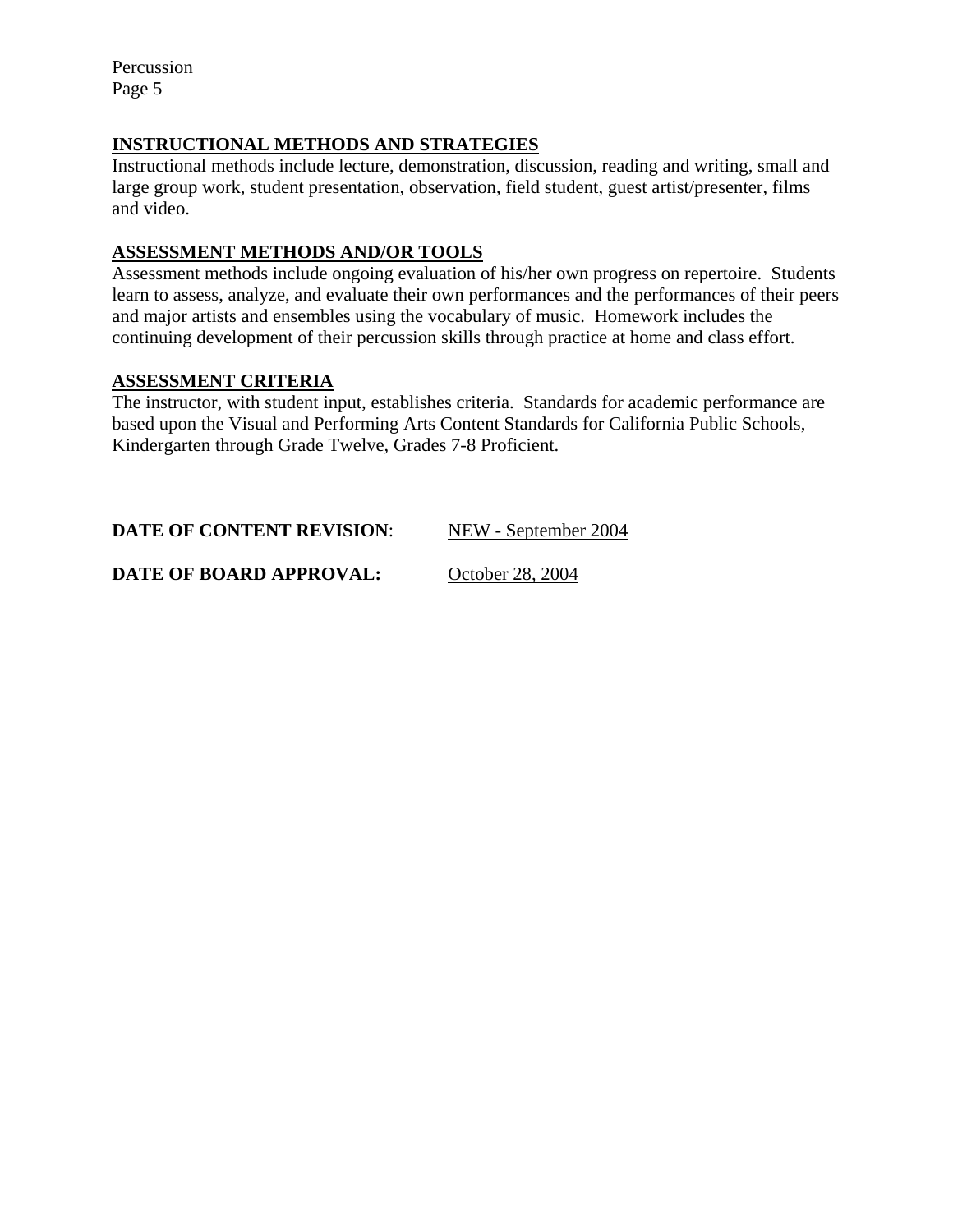## INSTRUCTIONAL METHODS AND STRATEGIES

Instructional methods include lecture, demonstration, discussion, reading and writing, small and large group work, student presentation, observation, field student, guest artist/presenter, films and video.

## ASSESSMENT METHODS AND/OR TOOLS

Assessment methods include ongoing evaluation of his/her own progress on repertoire. Students learn to assess, analyze, and evaluate their own performances and the performances of their peers and major artists and ensembles using the vocabulary of music. Homework includes the continuing development of their percussion skills through practice at home and class effort.

## ASSESSMENT CRITERIA

The instructor, with student input, establishes criteria. Standards for academic performance are based upon the Visual and Performing Arts Content Standards for California Public Schools, Kindergarten through Grade Twelve, Grades 7-8 Proficient.

**DATE OF CONTENT REVISION**: NEW - September 2004

**DATE OF BOARD APPROVAL:** October 28, 2004